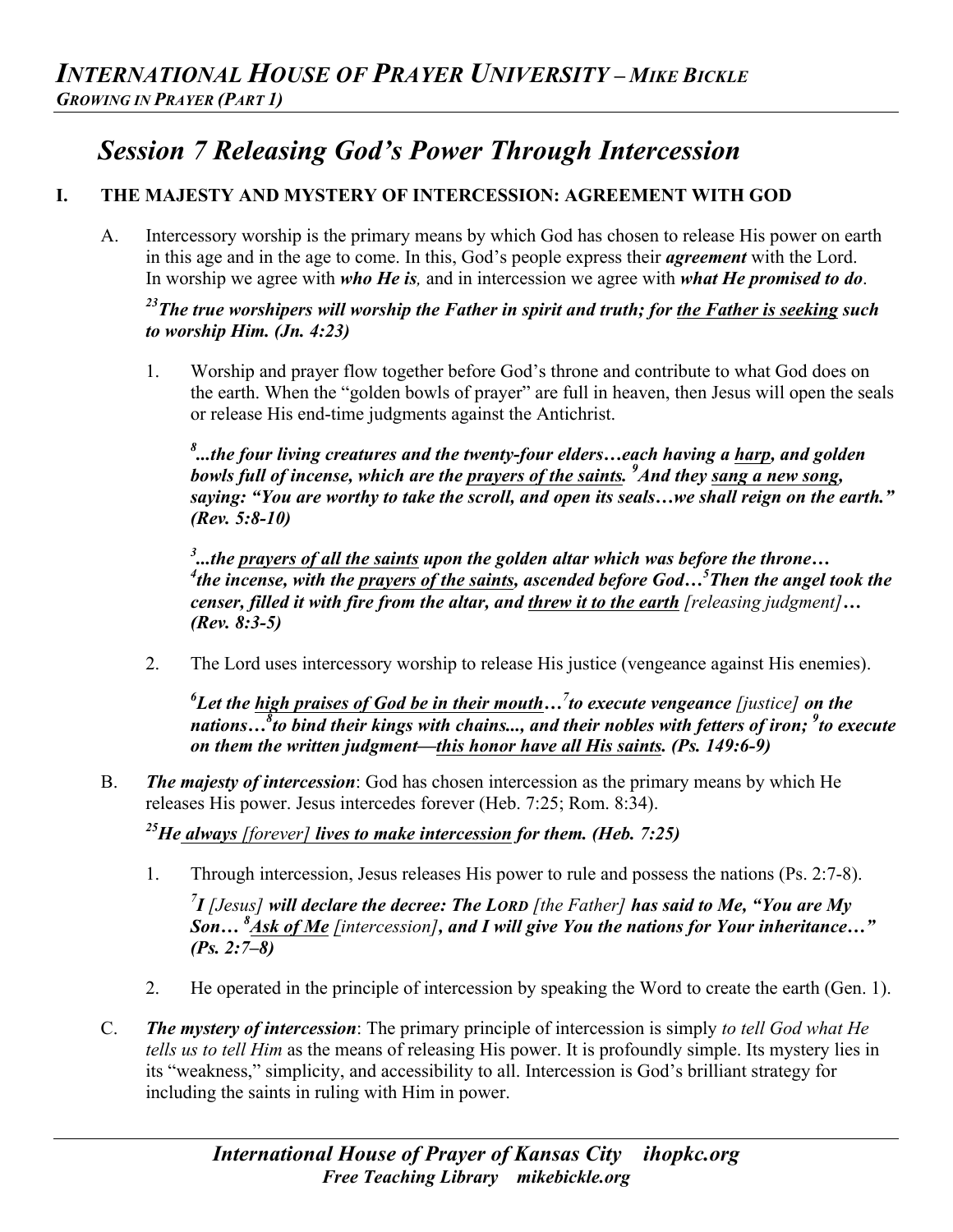# Session 7 Releasing God's Power Through Intercession

## I. THE MAJESTY AND MYSTERY OF INTERCESSION: AGREEMENT WITH GOD

A. Intercessory worship is the primary means by which God has chosen to release His power on earth in this age and in the age to come. In this, God's people express their ***agreement*** with the Lord. In worship we agree with ***who He is,*** and in intercession we agree with ***what He promised to do***.

***[23]The true worshipers will worship the Father in spirit and truth; for <u>the Father is seeking</u> such to worship Him. (Jn. 4:23)***

1. Worship and prayer flow together before God's throne and contribute to what God does on the earth. When the "golden bowls of prayer" are full in heaven, then Jesus will open the seals or release His end-time judgments against the Antichrist.

   ***[8]...the four living creatures and the twenty-four elders…each having a <u>harp</u>, and golden bowls full of incense, which are the <u>prayers of the saints</u>. [9]And they <u>sang a new song</u>, saying: "You are worthy to take the scroll, and open its seals…we shall reign on the earth." (Rev. 5:8-10)***

   ***[3]...the <u>prayers of all the saints</u> upon the golden altar which was before the throne… [4]the incense, with the <u>prayers of the saints</u>, ascended before God…[5]Then the angel took the censer, filled it with fire from the altar, and <u>threw it to the earth</u>*** *[releasing judgment]* ***… (Rev. 8:3-5)***

2. The Lord uses intercessory worship to release His justice (vengeance against His enemies).

   ***[6]Let the <u>high praises of God be in their mouth</u>…[7]to execute vengeance*** *[justice]* ***on the nations…[8]to bind their kings with chains..., and their nobles with fetters of iron; [9]to execute on them the written judgment—<u>this honor have all His saints</u>. (Ps. 149:6-9)***

B. ***The majesty of intercession***: God has chosen intercession as the primary means by which He releases His power. Jesus intercedes forever (Heb. 7:25; Rom. 8:34).

***[25]He <u>always</u>*** *<u>[forever]</u>* ***<u>lives to make intercession</u> for them. (Heb. 7:25)***

1. Through intercession, Jesus releases His power to rule and possess the nations (Ps. 2:7-8).

   ***[7]I*** *[Jesus]* ***will declare the decree: The LORD*** *[the Father]* ***has said to Me, "You are My Son… [8]<u>Ask of Me</u>*** *<u>[intercession]</u>*, ***and I will give You the nations for Your inheritance…" (Ps. 2:7–8)***

2. He operated in the principle of intercession by speaking the Word to create the earth (Gen. 1).

C. ***The mystery of intercession***: The primary principle of intercession is simply *to tell God what He tells us to tell Him* as the means of releasing His power. It is profoundly simple. Its mystery lies in its "weakness," simplicity, and accessibility to all. Intercession is God's brilliant strategy for including the saints in ruling with Him in power.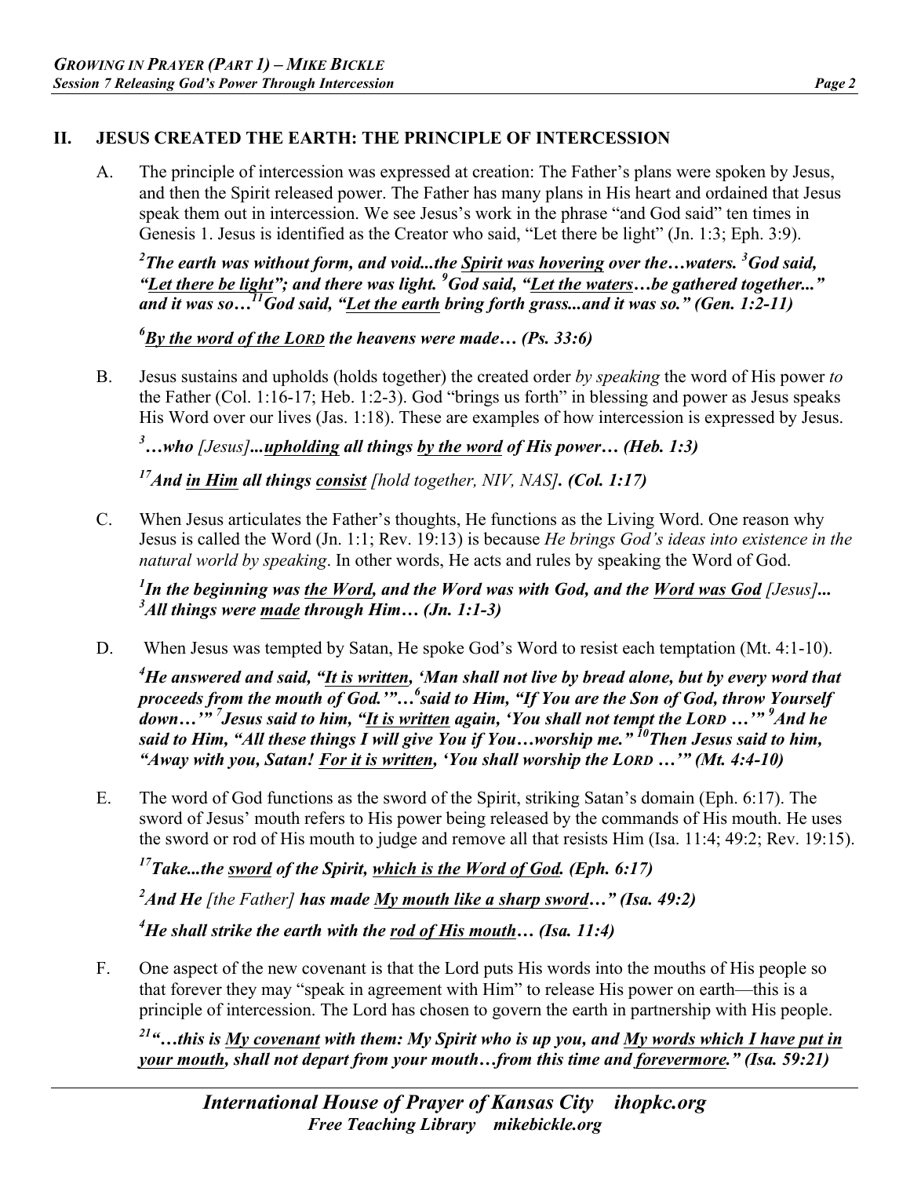## II. JESUS CREATED THE EARTH: THE PRINCIPLE OF INTERCESSION

A. The principle of intercession was expressed at creation: The Father's plans were spoken by Jesus, and then the Spirit released power. The Father has many plans in His heart and ordained that Jesus speak them out in intercession. We see Jesus's work in the phrase "and God said" ten times in Genesis 1. Jesus is identified as the Creator who said, "Let there be light" (Jn. 1:3; Eph. 3:9).

***[2]The earth was without form, and void...the <u>Spirit was hovering</u> over the…waters. [3]God said, "<u>Let there be light</u>"; and there was light. [9]God said, "<u>Let the waters</u>…be gathered together..." and it was so…[11]God said, "<u>Let the earth</u> bring forth grass...and it was so." (Gen. 1:2-11)***

***[6]<u>By the word of the LORD</u> the heavens were made… (Ps. 33:6)***

B. Jesus sustains and upholds (holds together) the created order *by speaking* the word of His power *to* the Father (Col. 1:16-17; Heb. 1:2-3). God "brings us forth" in blessing and power as Jesus speaks His Word over our lives (Jas. 1:18). These are examples of how intercession is expressed by Jesus.

***[3]…who*** *[Jesus]* ***...<u>upholding</u> all things <u>by the word</u> of His power… (Heb. 1:3)***

***[17]And <u>in Him</u> all things <u>consist</u>*** *[hold together, NIV, NAS]* ***. (Col. 1:17)***

C. When Jesus articulates the Father's thoughts, He functions as the Living Word. One reason why Jesus is called the Word (Jn. 1:1; Rev. 19:13) is because *He brings God's ideas into existence in the natural world by speaking*. In other words, He acts and rules by speaking the Word of God.

***[1]In the beginning was <u>the Word</u>, and the Word was with God, and the <u>Word was God</u>*** *[Jesus]* ***... [3]All things were <u>made</u> through Him… (Jn. 1:1-3)***

D. When Jesus was tempted by Satan, He spoke God's Word to resist each temptation (Mt. 4:1-10).

***[4]He answered and said, "<u>It is written</u>, 'Man shall not live by bread alone, but by every word that proceeds from the mouth of God.'"…[6]said to Him, "If You are the Son of God, throw Yourself down…'" [7]Jesus said to him, "<u>It is written</u> again, 'You shall not tempt the LORD …'" [9]And he said to Him, "All these things I will give You if You…worship me." [10]Then Jesus said to him, "Away with you, Satan! <u>For it is written</u>, 'You shall worship the LORD …'" (Mt. 4:4-10)***

E. The word of God functions as the sword of the Spirit, striking Satan's domain (Eph. 6:17). The sword of Jesus' mouth refers to His power being released by the commands of His mouth. He uses the sword or rod of His mouth to judge and remove all that resists Him (Isa. 11:4; 49:2; Rev. 19:15).

***[17]Take...the <u>sword</u> of the Spirit, <u>which is the Word of God</u>. (Eph. 6:17)***

***[2]And He*** *[the Father]* ***has made <u>My mouth like a sharp sword</u>…" (Isa. 49:2)***

***[4]He shall strike the earth with the <u>rod of His mouth</u>… (Isa. 11:4)***

F. One aspect of the new covenant is that the Lord puts His words into the mouths of His people so that forever they may "speak in agreement with Him" to release His power on earth—this is a principle of intercession. The Lord has chosen to govern the earth in partnership with His people.

***[21]"…this is <u>My covenant</u> with them: My Spirit who is up you, and <u>My words which I have put in your mouth</u>, shall not depart from your mouth…from this time and <u>forevermore</u>." (Isa. 59:21)***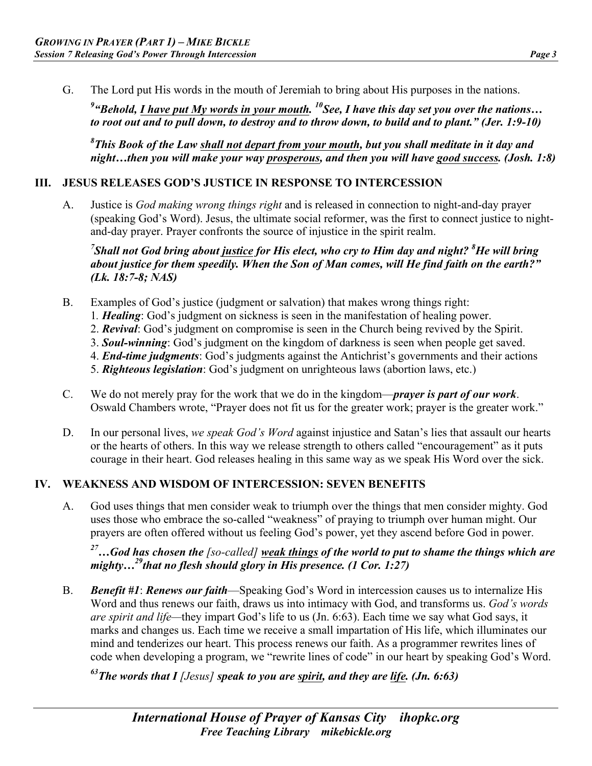G. The Lord put His words in the mouth of Jeremiah to bring about His purposes in the nations.

***[9]"Behold, <u>I have put My words in your mouth</u>. [10]See, I have this day set you over the nations… to root out and to pull down, to destroy and to throw down, to build and to plant." (Jer. 1:9-10)***

***[8]This Book of the Law <u>shall not depart from your mouth</u>, but you shall meditate in it day and night…then you will make your way <u>prosperous</u>, and then you will have <u>good success</u>. (Josh. 1:8)***

## III. JESUS RELEASES GOD'S JUSTICE IN RESPONSE TO INTERCESSION

A. Justice is *God making wrong things right* and is released in connection to night-and-day prayer (speaking God's Word). Jesus, the ultimate social reformer, was the first to connect justice to night-and-day prayer. Prayer confronts the source of injustice in the spirit realm.

***[7]Shall not God bring about <u>justice</u> for His elect, who cry to Him day and night? [8]He will bring about justice for them speedily. When the Son of Man comes, will He find faith on the earth?" (Lk. 18:7-8; NAS)***

B. Examples of God's justice (judgment or salvation) that makes wrong things right:
1. ***Healing***: God's judgment on sickness is seen in the manifestation of healing power.
2. ***Revival***: God's judgment on compromise is seen in the Church being revived by the Spirit.
3. ***Soul-winning***: God's judgment on the kingdom of darkness is seen when people get saved.
4. ***End-time judgments***: God's judgments against the Antichrist's governments and their actions
5. ***Righteous legislation***: God's judgment on unrighteous laws (abortion laws, etc.)

C. We do not merely pray for the work that we do in the kingdom—***prayer is part of our work***. Oswald Chambers wrote, "Prayer does not fit us for the greater work; prayer is the greater work."

D. In our personal lives, *we speak God's Word* against injustice and Satan's lies that assault our hearts or the hearts of others. In this way we release strength to others called "encouragement" as it puts courage in their heart. God releases healing in this same way as we speak His Word over the sick.

## IV. WEAKNESS AND WISDOM OF INTERCESSION: SEVEN BENEFITS

A. God uses things that men consider weak to triumph over the things that men consider mighty. God uses those who embrace the so-called "weakness" of praying to triumph over human might. Our prayers are often offered without us feeling God's power, yet they ascend before God in power.

***[27]…God has chosen the** [so-called] **<u>weak things</u> of the world to put to shame the things which are mighty…[29]that no flesh should glory in His presence. (1 Cor. 1:27)***

B. ***Benefit #1***: ***Renews our faith***—Speaking God's Word in intercession causes us to internalize His Word and thus renews our faith, draws us into intimacy with God, and transforms us. *God's words are spirit and life*—they impart God's life to us (Jn. 6:63). Each time we say what God says, it marks and changes us. Each time we receive a small impartation of His life, which illuminates our mind and tenderizes our heart. This process renews our faith. As a programmer rewrites lines of code when developing a program, we "rewrite lines of code" in our heart by speaking God's Word.

***[63]The words that I** [Jesus] **speak to you are <u>spirit</u>, and they are <u>life</u>. (Jn. 6:63)***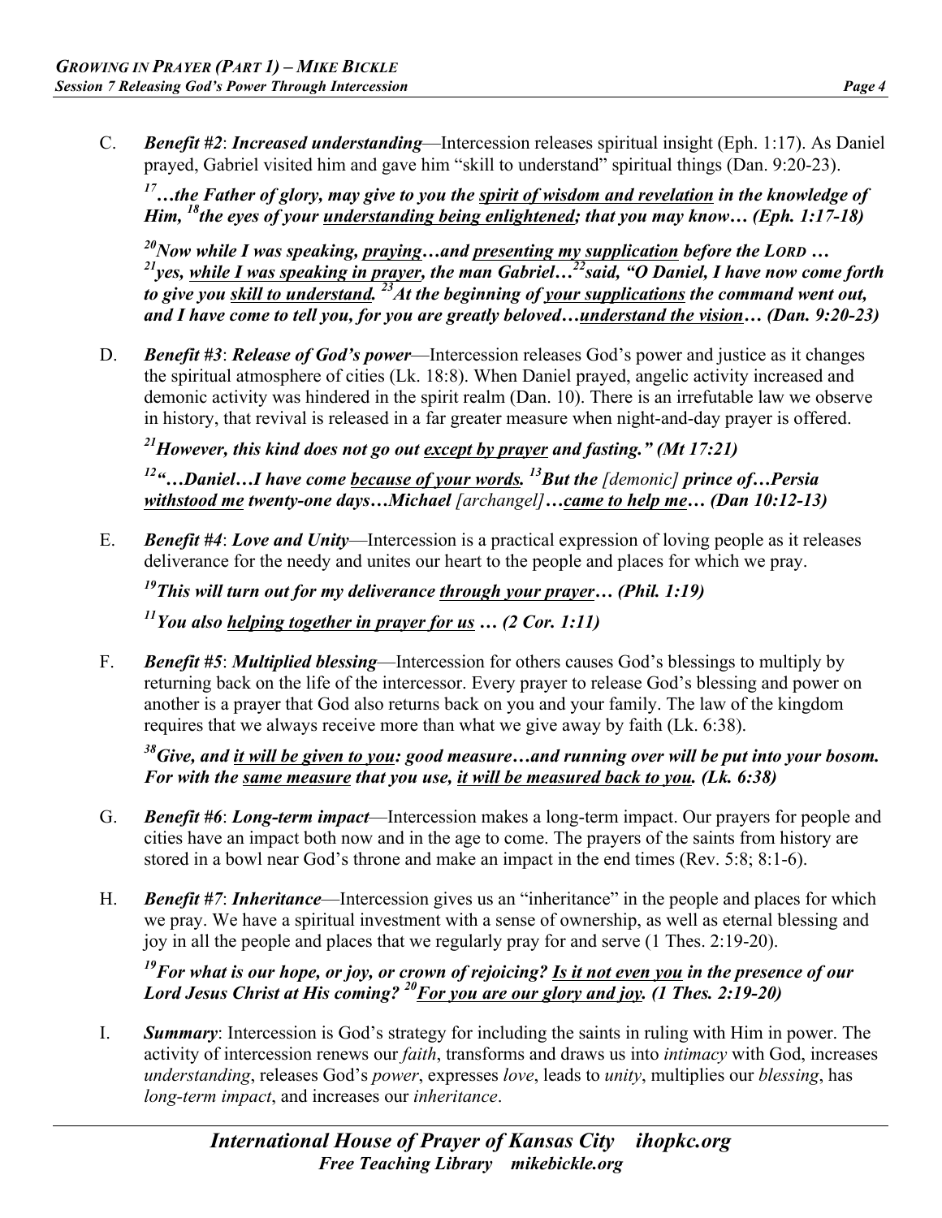C. ***Benefit #2***: ***Increased understanding***—Intercession releases spiritual insight (Eph. 1:17). As Daniel prayed, Gabriel visited him and gave him "skill to understand" spiritual things (Dan. 9:20-23).

***[17]…the Father of glory, may give to you the <u>spirit of wisdom and revelation</u> in the knowledge of Him, [18]the eyes of your <u>understanding being enlightened</u>; that you may know… (Eph. 1:17-18)***

***[20]Now while I was speaking, <u>praying</u>…and <u>presenting my supplication</u> before the LORD … [21]yes, <u>while I was speaking in prayer</u>, the man Gabriel…[22]said, "O Daniel, I have now come forth to give you <u>skill to understand</u>. [23]At the beginning of <u>your supplications</u> the command went out, and I have come to tell you, for you are greatly beloved…<u>understand the vision</u>… (Dan. 9:20-23)***

D. ***Benefit #3***: ***Release of God's power***—Intercession releases God's power and justice as it changes the spiritual atmosphere of cities (Lk. 18:8). When Daniel prayed, angelic activity increased and demonic activity was hindered in the spirit realm (Dan. 10). There is an irrefutable law we observe in history, that revival is released in a far greater measure when night-and-day prayer is offered.

***[21]However, this kind does not go out <u>except by prayer</u> and fasting." (Mt 17:21)***

***[12]"…Daniel…I have come <u>because of your words</u>. [13]But the*** *[demonic]* ***prince of…Persia <u>withstood me</u> twenty-one days…Michael*** *[archangel]* ***…<u>came to help me</u>… (Dan 10:12-13)***

E. ***Benefit #4***: ***Love and Unity***—Intercession is a practical expression of loving people as it releases deliverance for the needy and unites our heart to the people and places for which we pray.

***[19]This will turn out for my deliverance <u>through your prayer</u>… (Phil. 1:19)***

***[11]You also <u>helping together in prayer for us</u> … (2 Cor. 1:11)***

F. ***Benefit #5***: ***Multiplied blessing***—Intercession for others causes God's blessings to multiply by returning back on the life of the intercessor. Every prayer to release God's blessing and power on another is a prayer that God also returns back on you and your family. The law of the kingdom requires that we always receive more than what we give away by faith (Lk. 6:38).

***[38]Give, and <u>it will be given to you</u>: good measure…and running over will be put into your bosom. For with the <u>same measure</u> that you use, <u>it will be measured back to you</u>. (Lk. 6:38)***

G. ***Benefit #6***: ***Long-term impact***—Intercession makes a long-term impact. Our prayers for people and cities have an impact both now and in the age to come. The prayers of the saints from history are stored in a bowl near God's throne and make an impact in the end times (Rev. 5:8; 8:1-6).

H. ***Benefit #7***: ***Inheritance***—Intercession gives us an "inheritance" in the people and places for which we pray. We have a spiritual investment with a sense of ownership, as well as eternal blessing and joy in all the people and places that we regularly pray for and serve (1 Thes. 2:19-20).

***[19]For what is our hope, or joy, or crown of rejoicing? <u>Is it not even you</u> in the presence of our Lord Jesus Christ at His coming? [20]<u>For you are our glory and joy</u>. (1 Thes. 2:19-20)***

I. ***Summary***: Intercession is God's strategy for including the saints in ruling with Him in power. The activity of intercession renews our *faith*, transforms and draws us into *intimacy* with God, increases *understanding*, releases God's *power*, expresses *love*, leads to *unity*, multiplies our *blessing*, has *long-term impact*, and increases our *inheritance*.